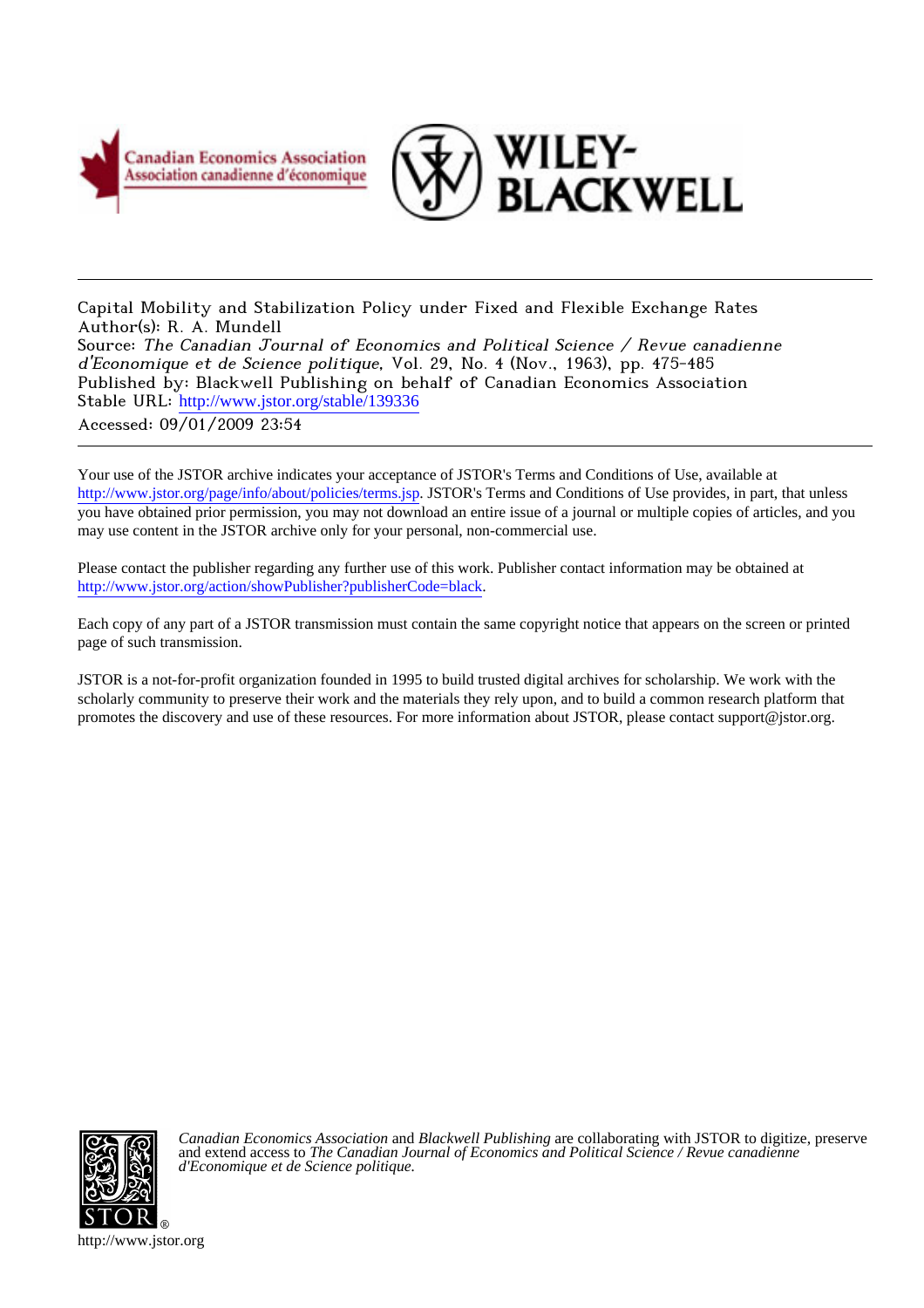Capital Mobility and Stabilization Policy under Fixed and Flexible Exchange Rates
Author(s): R. A. Mundell
Source: *The Canadian Journal of Economics and Political Science / Revue canadienne d'Economique et de Science politique*, Vol. 29, No. 4 (Nov., 1963), pp. 475-485
Published by: Blackwell Publishing on behalf of Canadian Economics Association
Stable URL: http://www.jstor.org/stable/139336
Accessed: 09/01/2009 23:54

Your use of the JSTOR archive indicates your acceptance of JSTOR's Terms and Conditions of Use, available at http://www.jstor.org/page/info/about/policies/terms.jsp. JSTOR's Terms and Conditions of Use provides, in part, that unless you have obtained prior permission, you may not download an entire issue of a journal or multiple copies of articles, and you may use content in the JSTOR archive only for your personal, non-commercial use.

Please contact the publisher regarding any further use of this work. Publisher contact information may be obtained at http://www.jstor.org/action/showPublisher?publisherCode=black.

Each copy of any part of a JSTOR transmission must contain the same copyright notice that appears on the screen or printed page of such transmission.

JSTOR is a not-for-profit organization founded in 1995 to build trusted digital archives for scholarship. We work with the scholarly community to preserve their work and the materials they rely upon, and to build a common research platform that promotes the discovery and use of these resources. For more information about JSTOR, please contact support@jstor.org.

*Canadian Economics Association* and *Blackwell Publishing* are collaborating with JSTOR to digitize, preserve and extend access to *The Canadian Journal of Economics and Political Science / Revue canadienne d'Economique et de Science politique.*

http://www.jstor.org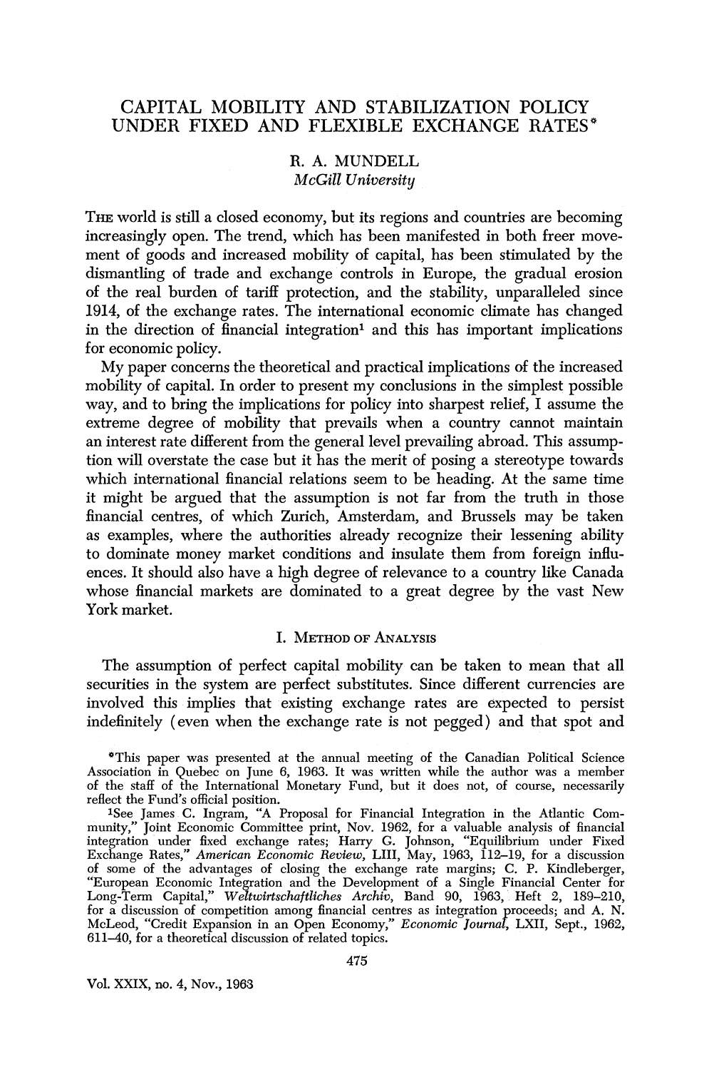# CAPITAL MOBILITY AND STABILIZATION POLICY UNDER FIXED AND FLEXIBLE EXCHANGE RATES*

R. A. MUNDELL
*McGill University*

THE world is still a closed economy, but its regions and countries are becoming increasingly open. The trend, which has been manifested in both freer movement of goods and increased mobility of capital, has been stimulated by the dismantling of trade and exchange controls in Europe, the gradual erosion of the real burden of tariff protection, and the stability, unparalleled since 1914, of the exchange rates. The international economic climate has changed in the direction of financial integration[1] and this has important implications for economic policy.

My paper concerns the theoretical and practical implications of the increased mobility of capital. In order to present my conclusions in the simplest possible way, and to bring the implications for policy into sharpest relief, I assume the extreme degree of mobility that prevails when a country cannot maintain an interest rate different from the general level prevailing abroad. This assumption will overstate the case but it has the merit of posing a stereotype towards which international financial relations seem to be heading. At the same time it might be argued that the assumption is not far from the truth in those financial centres, of which Zurich, Amsterdam, and Brussels may be taken as examples, where the authorities already recognize their lessening ability to dominate money market conditions and insulate them from foreign influences. It should also have a high degree of relevance to a country like Canada whose financial markets are dominated to a great degree by the vast New York market.

## I. Method of Analysis

The assumption of perfect capital mobility can be taken to mean that all securities in the system are perfect substitutes. Since different currencies are involved this implies that existing exchange rates are expected to persist indefinitely (even when the exchange rate is not pegged) and that spot and

*This paper was presented at the annual meeting of the Canadian Political Science Association in Quebec on June 6, 1963. It was written while the author was a member of the staff of the International Monetary Fund, but it does not, of course, necessarily reflect the Fund's official position.

[1]See James C. Ingram, "A Proposal for Financial Integration in the Atlantic Community," Joint Economic Committee print, Nov. 1962, for a valuable analysis of financial integration under fixed exchange rates; Harry G. Johnson, "Equilibrium under Fixed Exchange Rates," *American Economic Review*, LIII, May, 1963, 112–19, for a discussion of some of the advantages of closing the exchange rate margins; C. P. Kindleberger, "European Economic Integration and the Development of a Single Financial Center for Long-Term Capital," *Weltwirtschaftliches Archiv*, Band 90, 1963, Heft 2, 189–210, for a discussion of competition among financial centres as integration proceeds; and A. N. McLeod, "Credit Expansion in an Open Economy," *Economic Journal*, LXII, Sept., 1962, 611–40, for a theoretical discussion of related topics.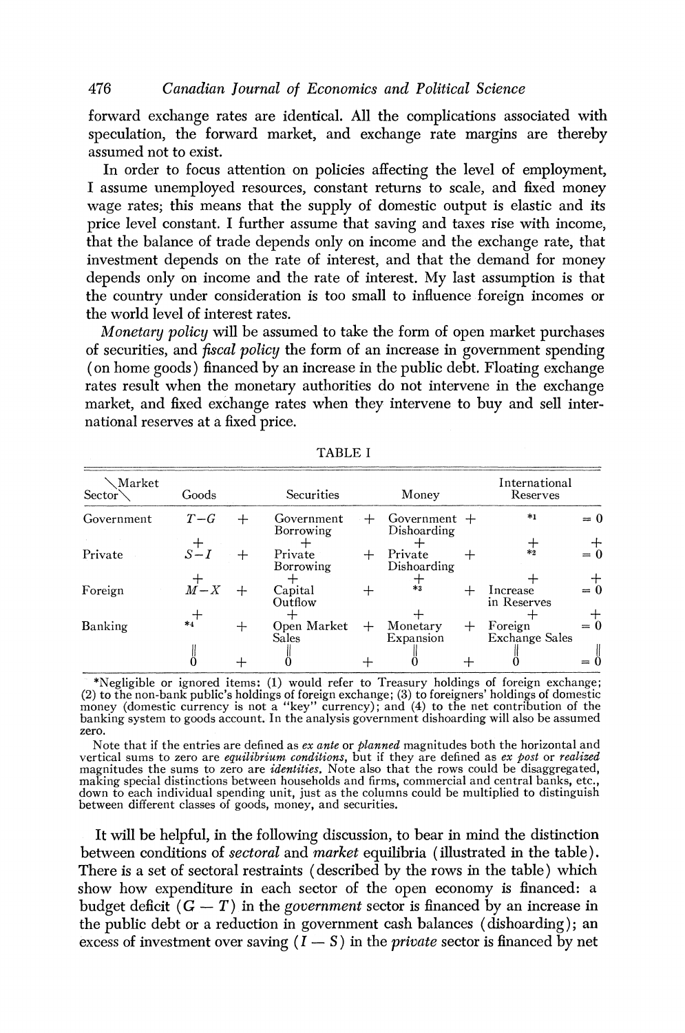forward exchange rates are identical. All the complications associated with speculation, the forward market, and exchange rate margins are thereby assumed not to exist.

In order to focus attention on policies affecting the level of employment, I assume unemployed resources, constant returns to scale, and fixed money wage rates; this means that the supply of domestic output is elastic and its price level constant. I further assume that saving and taxes rise with income, that the balance of trade depends only on income and the exchange rate, that investment depends on the rate of interest, and that the demand for money depends only on income and the rate of interest. My last assumption is that the country under consideration is too small to influence foreign incomes or the world level of interest rates.

*Monetary policy* will be assumed to take the form of open market purchases of securities, and *fiscal policy* the form of an increase in government spending (on home goods) financed by an increase in the public debt. Floating exchange rates result when the monetary authorities do not intervene in the exchange market, and fixed exchange rates when they intervene to buy and sell international reserves at a fixed price.

TABLE I

| Sector \ Market | Goods | | Securities | | Money | | International Reserves | |
|---|---|---|---|---|---|---|---|---|
| Government | $T-G$ | + | Government Borrowing | + | Government Dishoarding | + | *1 | = 0 |
| | + | | + | | + | | + | + |
| Private | $S-I$ | + | Private Borrowing | + | Private Dishoarding | + | *2 | = 0 |
| | + | | + | | + | | + | + |
| Foreign | $M-X$ | + | Capital Outflow | + | *3 | + | Increase in Reserves | = 0 |
| | + | | + | | + | | + | + |
| Banking | *4 | + | Open Market Sales | + | Monetary Expansion | + | Foreign Exchange Sales | = 0 |
| | ‖ | | ‖ | | ‖ | | ‖ | ‖ |
| | 0 | + | 0 | + | 0 | + | 0 | = 0 |

*Negligible or ignored items: (1) would refer to Treasury holdings of foreign exchange; (2) to the non-bank public's holdings of foreign exchange; (3) to foreigners' holdings of domestic money (domestic currency is not a "key" currency); and (4) to the net contribution of the banking system to goods account. In the analysis government dishoarding will also be assumed zero.

Note that if the entries are defined as *ex ante* or *planned* magnitudes both the horizontal and vertical sums to zero are *equilibrium conditions*, but if they are defined as *ex post* or *realized* magnitudes the sums to zero are *identities*. Note also that the rows could be disaggregated, making special distinctions between households and firms, commercial and central banks, etc., down to each individual spending unit, just as the columns could be multiplied to distinguish between different classes of goods, money, and securities.

It will be helpful, in the following discussion, to bear in mind the distinction between conditions of *sectoral* and *market* equilibria (illustrated in the table). There is a set of sectoral restraints (described by the rows in the table) which show how expenditure in each sector of the open economy is financed: a budget deficit ($G - T$) in the *government* sector is financed by an increase in the public debt or a reduction in government cash balances (dishoarding); an excess of investment over saving ($I - S$) in the *private* sector is financed by net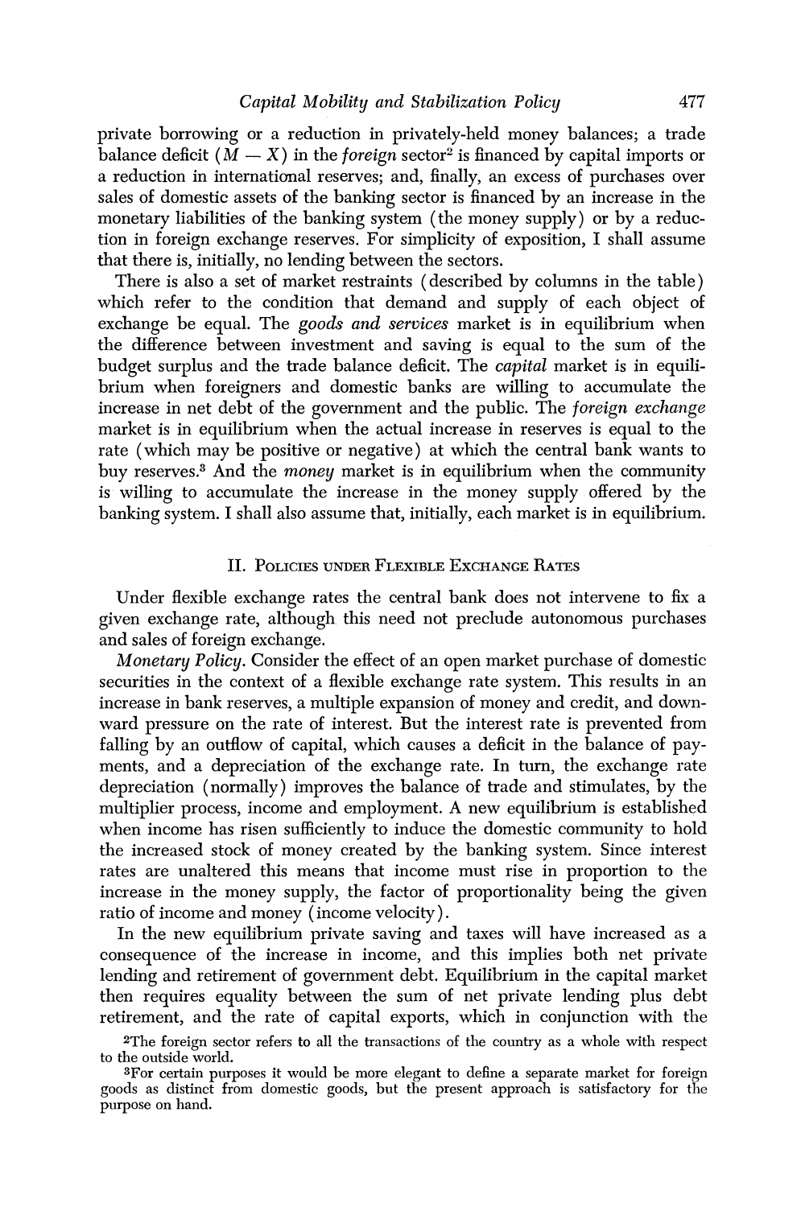private borrowing or a reduction in privately-held money balances; a trade balance deficit ($M - X$) in the *foreign* sector[2] is financed by capital imports or a reduction in international reserves; and, finally, an excess of purchases over sales of domestic assets of the banking sector is financed by an increase in the monetary liabilities of the banking system (the money supply) or by a reduction in foreign exchange reserves. For simplicity of exposition, I shall assume that there is, initially, no lending between the sectors.

There is also a set of market restraints (described by columns in the table) which refer to the condition that demand and supply of each object of exchange be equal. The *goods and services* market is in equilibrium when the difference between investment and saving is equal to the sum of the budget surplus and the trade balance deficit. The *capital* market is in equilibrium when foreigners and domestic banks are willing to accumulate the increase in net debt of the government and the public. The *foreign exchange* market is in equilibrium when the actual increase in reserves is equal to the rate (which may be positive or negative) at which the central bank wants to buy reserves.[3] And the *money* market is in equilibrium when the community is willing to accumulate the increase in the money supply offered by the banking system. I shall also assume that, initially, each market is in equilibrium.

## II. Policies under Flexible Exchange Rates

Under flexible exchange rates the central bank does not intervene to fix a given exchange rate, although this need not preclude autonomous purchases and sales of foreign exchange.

*Monetary Policy.* Consider the effect of an open market purchase of domestic securities in the context of a flexible exchange rate system. This results in an increase in bank reserves, a multiple expansion of money and credit, and downward pressure on the rate of interest. But the interest rate is prevented from falling by an outflow of capital, which causes a deficit in the balance of payments, and a depreciation of the exchange rate. In turn, the exchange rate depreciation (normally) improves the balance of trade and stimulates, by the multiplier process, income and employment. A new equilibrium is established when income has risen sufficiently to induce the domestic community to hold the increased stock of money created by the banking system. Since interest rates are unaltered this means that income must rise in proportion to the increase in the money supply, the factor of proportionality being the given ratio of income and money (income velocity).

In the new equilibrium private saving and taxes will have increased as a consequence of the increase in income, and this implies both net private lending and retirement of government debt. Equilibrium in the capital market then requires equality between the sum of net private lending plus debt retirement, and the rate of capital exports, which in conjunction with the

[2]The foreign sector refers to all the transactions of the country as a whole with respect to the outside world.

[3]For certain purposes it would be more elegant to define a separate market for foreign goods as distinct from domestic goods, but the present approach is satisfactory for the purpose on hand.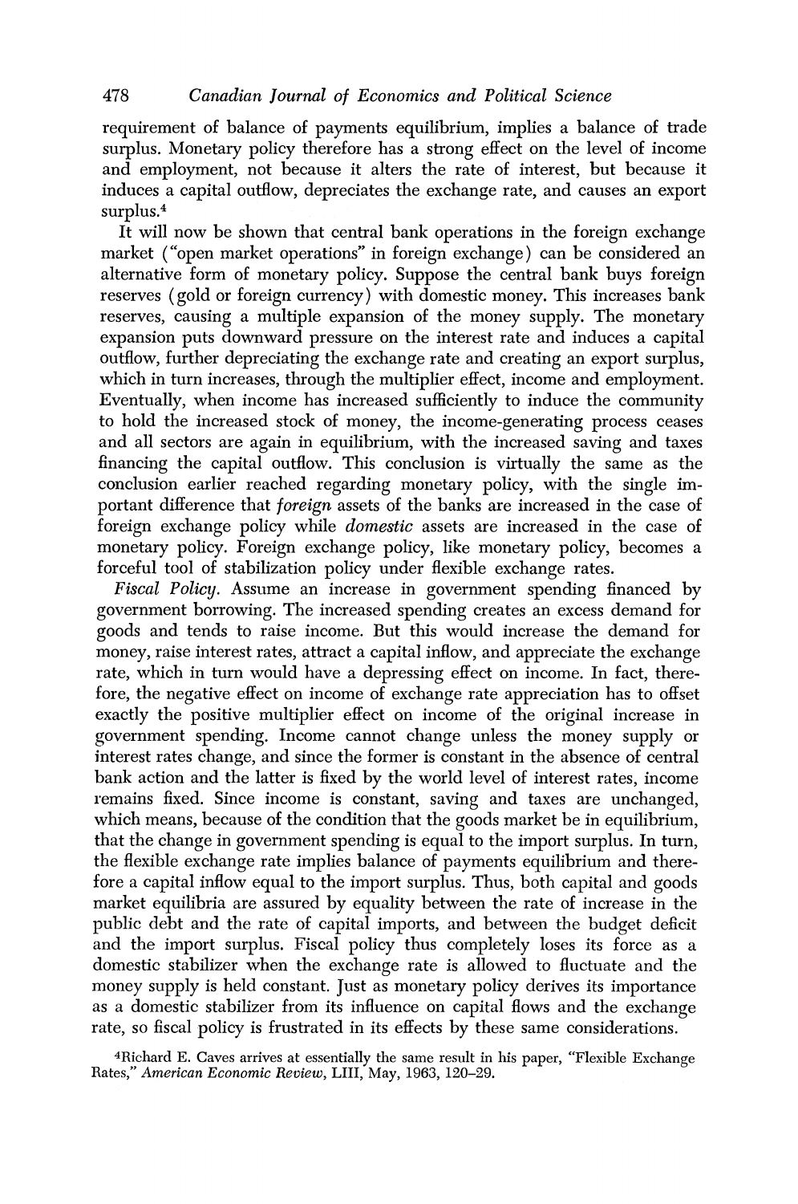requirement of balance of payments equilibrium, implies a balance of trade surplus. Monetary policy therefore has a strong effect on the level of income and employment, not because it alters the rate of interest, but because it induces a capital outflow, depreciates the exchange rate, and causes an export surplus.[4]

It will now be shown that central bank operations in the foreign exchange market ("open market operations" in foreign exchange) can be considered an alternative form of monetary policy. Suppose the central bank buys foreign reserves (gold or foreign currency) with domestic money. This increases bank reserves, causing a multiple expansion of the money supply. The monetary expansion puts downward pressure on the interest rate and induces a capital outflow, further depreciating the exchange rate and creating an export surplus, which in turn increases, through the multiplier effect, income and employment. Eventually, when income has increased sufficiently to induce the community to hold the increased stock of money, the income-generating process ceases and all sectors are again in equilibrium, with the increased saving and taxes financing the capital outflow. This conclusion is virtually the same as the conclusion earlier reached regarding monetary policy, with the single important difference that *foreign* assets of the banks are increased in the case of foreign exchange policy while *domestic* assets are increased in the case of monetary policy. Foreign exchange policy, like monetary policy, becomes a forceful tool of stabilization policy under flexible exchange rates.

*Fiscal Policy.* Assume an increase in government spending financed by government borrowing. The increased spending creates an excess demand for goods and tends to raise income. But this would increase the demand for money, raise interest rates, attract a capital inflow, and appreciate the exchange rate, which in turn would have a depressing effect on income. In fact, therefore, the negative effect on income of exchange rate appreciation has to offset exactly the positive multiplier effect on income of the original increase in government spending. Income cannot change unless the money supply or interest rates change, and since the former is constant in the absence of central bank action and the latter is fixed by the world level of interest rates, income remains fixed. Since income is constant, saving and taxes are unchanged, which means, because of the condition that the goods market be in equilibrium, that the change in government spending is equal to the import surplus. In turn, the flexible exchange rate implies balance of payments equilibrium and therefore a capital inflow equal to the import surplus. Thus, both capital and goods market equilibria are assured by equality between the rate of increase in the public debt and the rate of capital imports, and between the budget deficit and the import surplus. Fiscal policy thus completely loses its force as a domestic stabilizer when the exchange rate is allowed to fluctuate and the money supply is held constant. Just as monetary policy derives its importance as a domestic stabilizer from its influence on capital flows and the exchange rate, so fiscal policy is frustrated in its effects by these same considerations.

[4]Richard E. Caves arrives at essentially the same result in his paper, "Flexible Exchange Rates," *American Economic Review*, LIII, May, 1963, 120–29.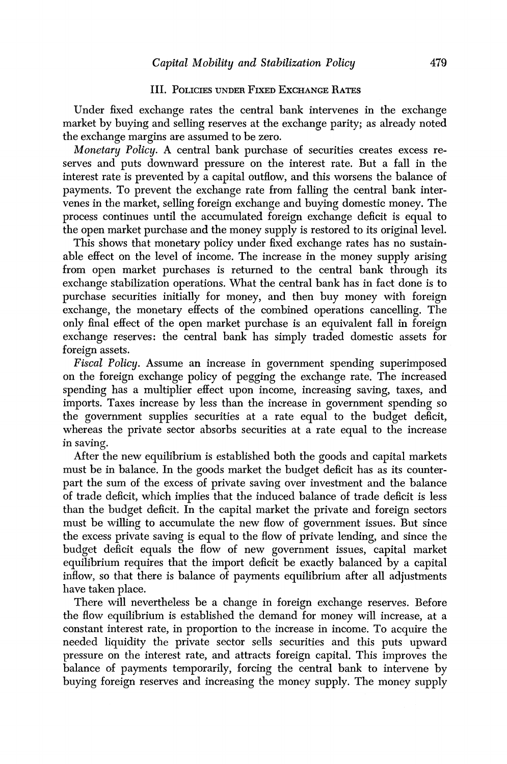## III. Policies under Fixed Exchange Rates

Under fixed exchange rates the central bank intervenes in the exchange market by buying and selling reserves at the exchange parity; as already noted the exchange margins are assumed to be zero.

*Monetary Policy.* A central bank purchase of securities creates excess reserves and puts downward pressure on the interest rate. But a fall in the interest rate is prevented by a capital outflow, and this worsens the balance of payments. To prevent the exchange rate from falling the central bank intervenes in the market, selling foreign exchange and buying domestic money. The process continues until the accumulated foreign exchange deficit is equal to the open market purchase and the money supply is restored to its original level.

This shows that monetary policy under fixed exchange rates has no sustainable effect on the level of income. The increase in the money supply arising from open market purchases is returned to the central bank through its exchange stabilization operations. What the central bank has in fact done is to purchase securities initially for money, and then buy money with foreign exchange, the monetary effects of the combined operations cancelling. The only final effect of the open market purchase is an equivalent fall in foreign exchange reserves: the central bank has simply traded domestic assets for foreign assets.

*Fiscal Policy.* Assume an increase in government spending superimposed on the foreign exchange policy of pegging the exchange rate. The increased spending has a multiplier effect upon income, increasing saving, taxes, and imports. Taxes increase by less than the increase in government spending so the government supplies securities at a rate equal to the budget deficit, whereas the private sector absorbs securities at a rate equal to the increase in saving.

After the new equilibrium is established both the goods and capital markets must be in balance. In the goods market the budget deficit has as its counterpart the sum of the excess of private saving over investment and the balance of trade deficit, which implies that the induced balance of trade deficit is less than the budget deficit. In the capital market the private and foreign sectors must be willing to accumulate the new flow of government issues. But since the excess private saving is equal to the flow of private lending, and since the budget deficit equals the flow of new government issues, capital market equilibrium requires that the import deficit be exactly balanced by a capital inflow, so that there is balance of payments equilibrium after all adjustments have taken place.

There will nevertheless be a change in foreign exchange reserves. Before the flow equilibrium is established the demand for money will increase, at a constant interest rate, in proportion to the increase in income. To acquire the needed liquidity the private sector sells securities and this puts upward pressure on the interest rate, and attracts foreign capital. This improves the balance of payments temporarily, forcing the central bank to intervene by buying foreign reserves and increasing the money supply. The money supply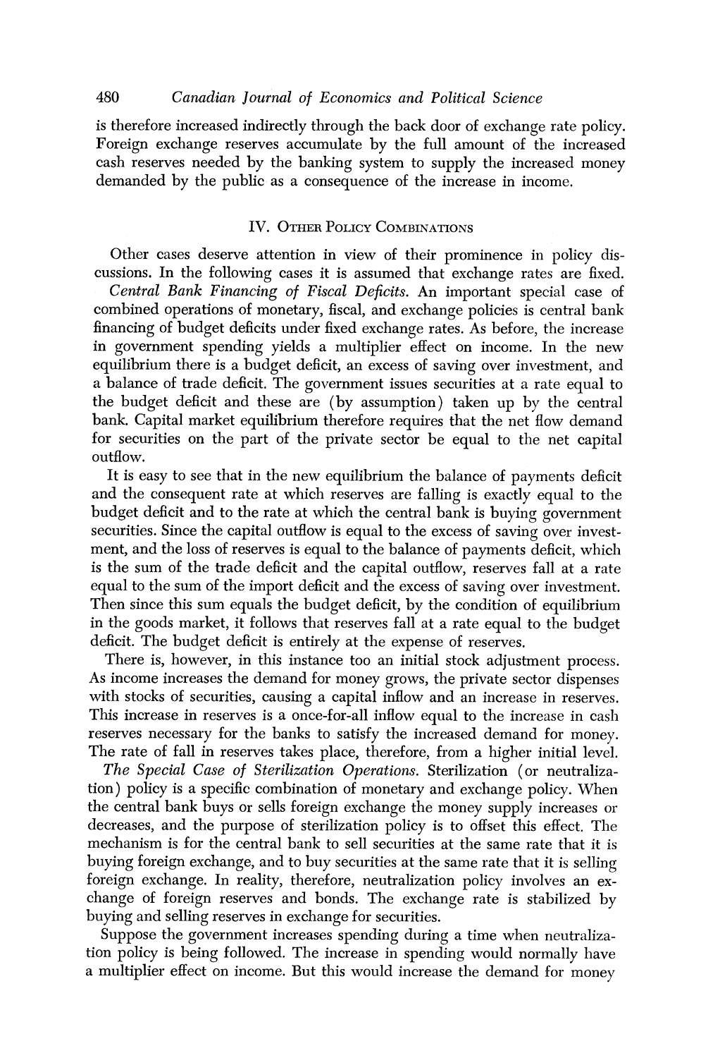is therefore increased indirectly through the back door of exchange rate policy. Foreign exchange reserves accumulate by the full amount of the increased cash reserves needed by the banking system to supply the increased money demanded by the public as a consequence of the increase in income.

## IV. Other Policy Combinations

Other cases deserve attention in view of their prominence in policy discussions. In the following cases it is assumed that exchange rates are fixed.

*Central Bank Financing of Fiscal Deficits.* An important special case of combined operations of monetary, fiscal, and exchange policies is central bank financing of budget deficits under fixed exchange rates. As before, the increase in government spending yields a multiplier effect on income. In the new equilibrium there is a budget deficit, an excess of saving over investment, and a balance of trade deficit. The government issues securities at a rate equal to the budget deficit and these are (by assumption) taken up by the central bank. Capital market equilibrium therefore requires that the net flow demand for securities on the part of the private sector be equal to the net capital outflow.

It is easy to see that in the new equilibrium the balance of payments deficit and the consequent rate at which reserves are falling is exactly equal to the budget deficit and to the rate at which the central bank is buying government securities. Since the capital outflow is equal to the excess of saving over investment, and the loss of reserves is equal to the balance of payments deficit, which is the sum of the trade deficit and the capital outflow, reserves fall at a rate equal to the sum of the import deficit and the excess of saving over investment. Then since this sum equals the budget deficit, by the condition of equilibrium in the goods market, it follows that reserves fall at a rate equal to the budget deficit. The budget deficit is entirely at the expense of reserves.

There is, however, in this instance too an initial stock adjustment process. As income increases the demand for money grows, the private sector dispenses with stocks of securities, causing a capital inflow and an increase in reserves. This increase in reserves is a once-for-all inflow equal to the increase in cash reserves necessary for the banks to satisfy the increased demand for money. The rate of fall in reserves takes place, therefore, from a higher initial level.

*The Special Case of Sterilization Operations.* Sterilization (or neutralization) policy is a specific combination of monetary and exchange policy. When the central bank buys or sells foreign exchange the money supply increases or decreases, and the purpose of sterilization policy is to offset this effect. The mechanism is for the central bank to sell securities at the same rate that it is buying foreign exchange, and to buy securities at the same rate that it is selling foreign exchange. In reality, therefore, neutralization policy involves an exchange of foreign reserves and bonds. The exchange rate is stabilized by buying and selling reserves in exchange for securities.

Suppose the government increases spending during a time when neutralization policy is being followed. The increase in spending would normally have a multiplier effect on income. But this would increase the demand for money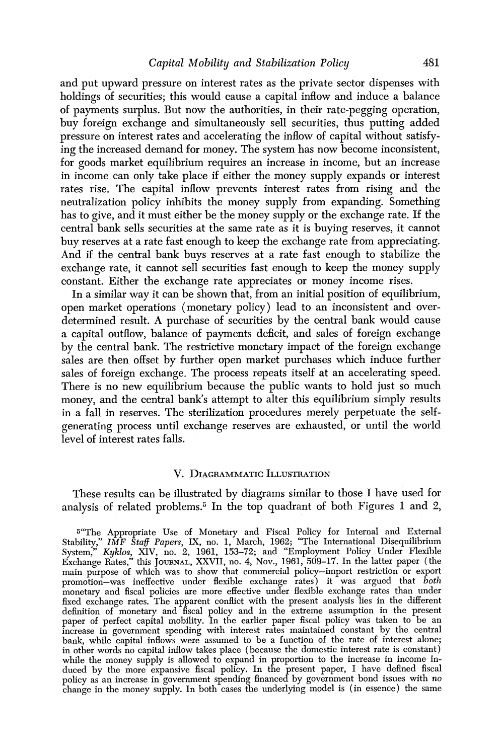and put upward pressure on interest rates as the private sector dispenses with holdings of securities; this would cause a capital inflow and induce a balance of payments surplus. But now the authorities, in their rate-pegging operation, buy foreign exchange and simultaneously sell securities, thus putting added pressure on interest rates and accelerating the inflow of capital without satisfying the increased demand for money. The system has now become inconsistent, for goods market equilibrium requires an increase in income, but an increase in income can only take place if either the money supply expands or interest rates rise. The capital inflow prevents interest rates from rising and the neutralization policy inhibits the money supply from expanding. Something has to give, and it must either be the money supply or the exchange rate. If the central bank sells securities at the same rate as it is buying reserves, it cannot buy reserves at a rate fast enough to keep the exchange rate from appreciating. And if the central bank buys reserves at a rate fast enough to stabilize the exchange rate, it cannot sell securities fast enough to keep the money supply constant. Either the exchange rate appreciates or money income rises.

In a similar way it can be shown that, from an initial position of equilibrium, open market operations (monetary policy) lead to an inconsistent and overdetermined result. A purchase of securities by the central bank would cause a capital outflow, balance of payments deficit, and sales of foreign exchange by the central bank. The restrictive monetary impact of the foreign exchange sales are then offset by further open market purchases which induce further sales of foreign exchange. The process repeats itself at an accelerating speed. There is no new equilibrium because the public wants to hold just so much money, and the central bank's attempt to alter this equilibrium simply results in a fall in reserves. The sterilization procedures merely perpetuate the self-generating process until exchange reserves are exhausted, or until the world level of interest rates falls.

## V. Diagrammatic Illustration

These results can be illustrated by diagrams similar to those I have used for analysis of related problems.[5] In the top quadrant of both Figures 1 and 2,

[5] "The Appropriate Use of Monetary and Fiscal Policy for Internal and External Stability," *IMF Staff Papers*, IX, no. 1, March, 1962; "The International Disequilibrium System," *Kyklos*, XIV, no. 2, 1961, 153–72; and "Employment Policy Under Flexible Exchange Rates," this Journal, XXVII, no. 4, Nov., 1961, 509–17. In the latter paper (the main purpose of which was to show that commercial policy—import restriction or export promotion—was ineffective under flexible exchange rates) it was argued that *both* monetary and fiscal policies are more effective under flexible exchange rates than under fixed exchange rates. The apparent conflict with the present analysis lies in the different definition of monetary and fiscal policy and in the extreme assumption in the present paper of perfect capital mobility. In the earlier paper fiscal policy was taken to be an increase in government spending with interest rates maintained constant by the central bank, while capital inflows were assumed to be a function of the rate of interest alone; in other words no capital inflow takes place (because the domestic interest rate is constant) while the money supply is allowed to expand in proportion to the increase in income induced by the more expansive fiscal policy. In the present paper, I have defined fiscal policy as an increase in government spending financed by government bond issues with *no* change in the money supply. In both cases the underlying model is (in essence) the same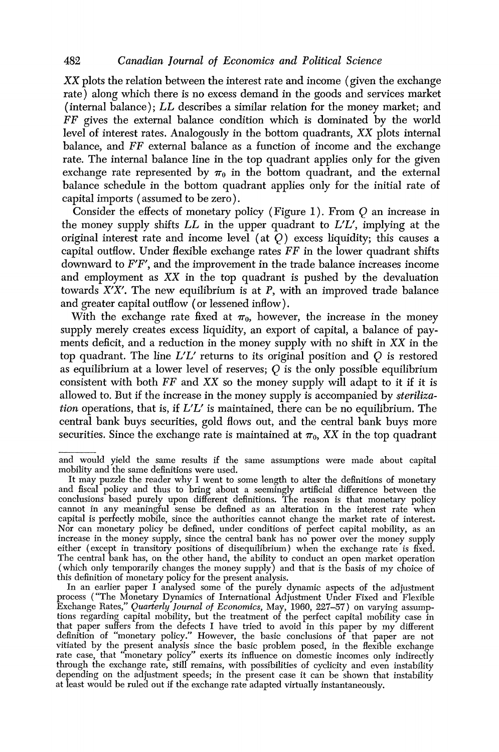*XX* plots the relation between the interest rate and income (given the exchange rate) along which there is no excess demand in the goods and services market (internal balance); *LL* describes a similar relation for the money market; and *FF* gives the external balance condition which is dominated by the world level of interest rates. Analogously in the bottom quadrants, *XX* plots internal balance, and *FF* external balance as a function of income and the exchange rate. The internal balance line in the top quadrant applies only for the given exchange rate represented by $\pi_0$ in the bottom quadrant, and the external balance schedule in the bottom quadrant applies only for the initial rate of capital imports (assumed to be zero).

Consider the effects of monetary policy (Figure 1). From *Q* an increase in the money supply shifts *LL* in the upper quadrant to *L′L′*, implying at the original interest rate and income level (at *Q*) excess liquidity; this causes a capital outflow. Under flexible exchange rates *FF* in the lower quadrant shifts downward to *F′F′*, and the improvement in the trade balance increases income and employment as *XX* in the top quadrant is pushed by the devaluation towards *X′X′*. The new equilibrium is at *P*, with an improved trade balance and greater capital outflow (or lessened inflow).

With the exchange rate fixed at $\pi_0$, however, the increase in the money supply merely creates excess liquidity, an export of capital, a balance of payments deficit, and a reduction in the money supply with no shift in *XX* in the top quadrant. The line *L′L′* returns to its original position and *Q* is restored as equilibrium at a lower level of reserves; *Q* is the only possible equilibrium consistent with both *FF* and *XX* so the money supply will adapt to it if it is allowed to. But if the increase in the money supply is accompanied by *sterilization* operations, that is, if *L′L′* is maintained, there can be no equilibrium. The central bank buys securities, gold flows out, and the central bank buys more securities. Since the exchange rate is maintained at $\pi_0$, *XX* in the top quadrant

---

and would yield the same results if the same assumptions were made about capital mobility and the same definitions were used.

It may puzzle the reader why I went to some length to alter the definitions of monetary and fiscal policy and thus to bring about a seemingly artificial difference between the conclusions based purely upon different definitions. The reason is that monetary policy cannot in any meaningful sense be defined as an alteration in the interest rate when capital is perfectly mobile, since the authorities cannot change the market rate of interest. Nor can monetary policy be defined, under conditions of perfect capital mobility, as an increase in the money supply, since the central bank has no power over the money supply either (except in transitory positions of disequilibrium) when the exchange rate is fixed. The central bank has, on the other hand, the ability to conduct an open market operation (which only temporarily changes the money supply) and that is the basis of my choice of this definition of monetary policy for the present analysis.

In an earlier paper I analysed some of the purely dynamic aspects of the adjustment process ("The Monetary Dynamics of International Adjustment Under Fixed and Flexible Exchange Rates," *Quarterly Journal of Economics*, May, 1960, 227–57) on varying assumptions regarding capital mobility, but the treatment of the perfect capital mobility case in that paper suffers from the defects I have tried to avoid in this paper by my different definition of "monetary policy." However, the basic conclusions of that paper are not vitiated by the present analysis since the basic problem posed, in the flexible exchange rate case, that "monetary policy" exerts its influence on domestic incomes only indirectly through the exchange rate, still remains, with possibilities of cyclicity and even instability depending on the adjustment speeds; in the present case it can be shown that instability at least would be ruled out if the exchange rate adapted virtually instantaneously.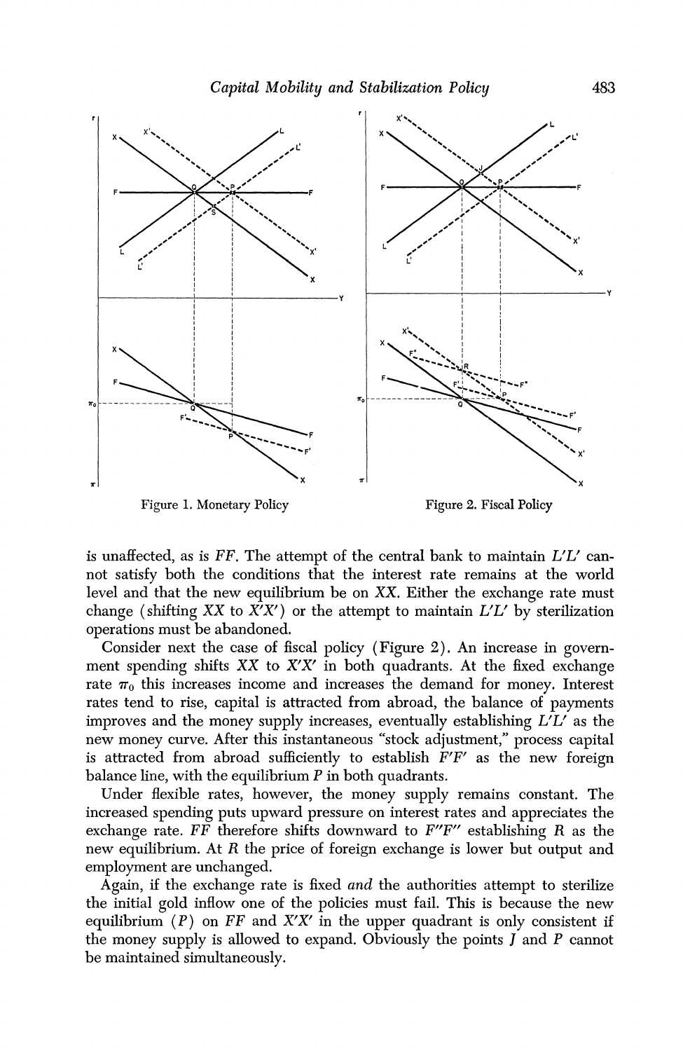Figure 1. Monetary Policy

Figure 2. Fiscal Policy

is unaffected, as is $FF$. The attempt of the central bank to maintain $L'L'$ cannot satisfy both the conditions that the interest rate remains at the world level and that the new equilibrium be on $XX$. Either the exchange rate must change (shifting $XX$ to $X'X'$) or the attempt to maintain $L'L'$ by sterilization operations must be abandoned.

Consider next the case of fiscal policy (Figure 2). An increase in government spending shifts $XX$ to $X'X'$ in both quadrants. At the fixed exchange rate $\pi_0$ this increases income and increases the demand for money. Interest rates tend to rise, capital is attracted from abroad, the balance of payments improves and the money supply increases, eventually establishing $L'L'$ as the new money curve. After this instantaneous "stock adjustment," process capital is attracted from abroad sufficiently to establish $F'F'$ as the new foreign balance line, with the equilibrium $P$ in both quadrants.

Under flexible rates, however, the money supply remains constant. The increased spending puts upward pressure on interest rates and appreciates the exchange rate. $FF$ therefore shifts downward to $F''F''$ establishing $R$ as the new equilibrium. At $R$ the price of foreign exchange is lower but output and employment are unchanged.

Again, if the exchange rate is fixed *and* the authorities attempt to sterilize the initial gold inflow one of the policies must fail. This is because the new equilibrium ($P$) on $FF$ and $X'X'$ in the upper quadrant is only consistent if the money supply is allowed to expand. Obviously the points $J$ and $P$ cannot be maintained simultaneously.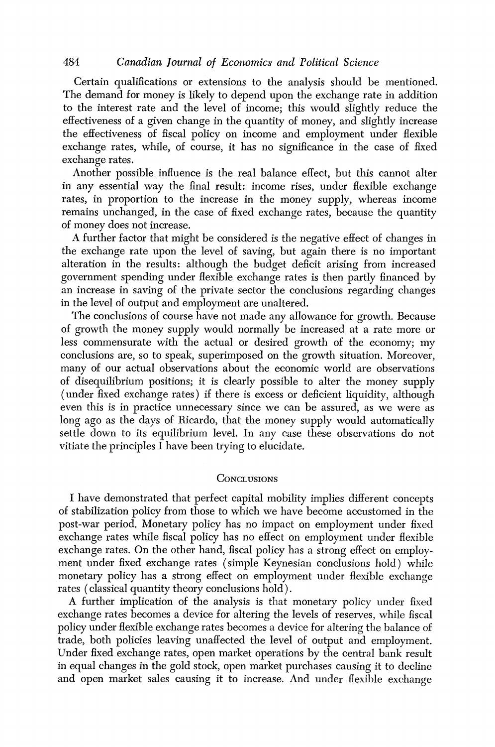Certain qualifications or extensions to the analysis should be mentioned. The demand for money is likely to depend upon the exchange rate in addition to the interest rate and the level of income; this would slightly reduce the effectiveness of a given change in the quantity of money, and slightly increase the effectiveness of fiscal policy on income and employment under flexible exchange rates, while, of course, it has no significance in the case of fixed exchange rates.

Another possible influence is the real balance effect, but this cannot alter in any essential way the final result: income rises, under flexible exchange rates, in proportion to the increase in the money supply, whereas income remains unchanged, in the case of fixed exchange rates, because the quantity of money does not increase.

A further factor that might be considered is the negative effect of changes in the exchange rate upon the level of saving, but again there is no important alteration in the results: although the budget deficit arising from increased government spending under flexible exchange rates is then partly financed by an increase in saving of the private sector the conclusions regarding changes in the level of output and employment are unaltered.

The conclusions of course have not made any allowance for growth. Because of growth the money supply would normally be increased at a rate more or less commensurate with the actual or desired growth of the economy; my conclusions are, so to speak, superimposed on the growth situation. Moreover, many of our actual observations about the economic world are observations of disequilibrium positions; it is clearly possible to alter the money supply (under fixed exchange rates) if there is excess or deficient liquidity, although even this is in practice unnecessary since we can be assured, as we were as long ago as the days of Ricardo, that the money supply would automatically settle down to its equilibrium level. In any case these observations do not vitiate the principles I have been trying to elucidate.

## Conclusions

I have demonstrated that perfect capital mobility implies different concepts of stabilization policy from those to which we have become accustomed in the post-war period. Monetary policy has no impact on employment under fixed exchange rates while fiscal policy has no effect on employment under flexible exchange rates. On the other hand, fiscal policy has a strong effect on employment under fixed exchange rates (simple Keynesian conclusions hold) while monetary policy has a strong effect on employment under flexible exchange rates (classical quantity theory conclusions hold).

A further implication of the analysis is that monetary policy under fixed exchange rates becomes a device for altering the levels of reserves, while fiscal policy under flexible exchange rates becomes a device for altering the balance of trade, both policies leaving unaffected the level of output and employment. Under fixed exchange rates, open market operations by the central bank result in equal changes in the gold stock, open market purchases causing it to decline and open market sales causing it to increase. And under flexible exchange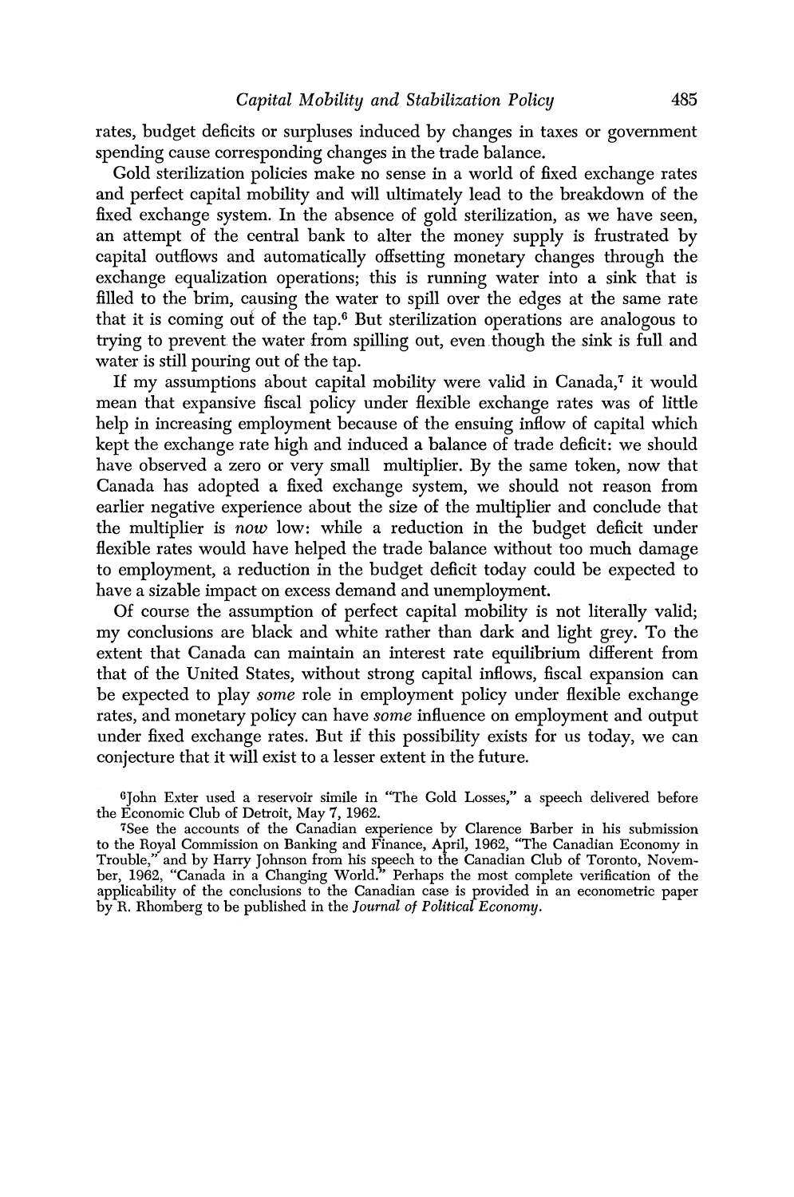rates, budget deficits or surpluses induced by changes in taxes or government spending cause corresponding changes in the trade balance.

Gold sterilization policies make no sense in a world of fixed exchange rates and perfect capital mobility and will ultimately lead to the breakdown of the fixed exchange system. In the absence of gold sterilization, as we have seen, an attempt of the central bank to alter the money supply is frustrated by capital outflows and automatically offsetting monetary changes through the exchange equalization operations; this is running water into a sink that is filled to the brim, causing the water to spill over the edges at the same rate that it is coming out of the tap.[6] But sterilization operations are analogous to trying to prevent the water from spilling out, even though the sink is full and water is still pouring out of the tap.

If my assumptions about capital mobility were valid in Canada,[7] it would mean that expansive fiscal policy under flexible exchange rates was of little help in increasing employment because of the ensuing inflow of capital which kept the exchange rate high and induced a balance of trade deficit: we should have observed a zero or very small multiplier. By the same token, now that Canada has adopted a fixed exchange system, we should not reason from earlier negative experience about the size of the multiplier and conclude that the multiplier is *now* low: while a reduction in the budget deficit under flexible rates would have helped the trade balance without too much damage to employment, a reduction in the budget deficit today could be expected to have a sizable impact on excess demand and unemployment.

Of course the assumption of perfect capital mobility is not literally valid; my conclusions are black and white rather than dark and light grey. To the extent that Canada can maintain an interest rate equilibrium different from that of the United States, without strong capital inflows, fiscal expansion can be expected to play *some* role in employment policy under flexible exchange rates, and monetary policy can have *some* influence on employment and output under fixed exchange rates. But if this possibility exists for us today, we can conjecture that it will exist to a lesser extent in the future.

[6]John Exter used a reservoir simile in "The Gold Losses," a speech delivered before the Economic Club of Detroit, May 7, 1962.

[7]See the accounts of the Canadian experience by Clarence Barber in his submission to the Royal Commission on Banking and Finance, April, 1962, "The Canadian Economy in Trouble," and by Harry Johnson from his speech to the Canadian Club of Toronto, November, 1962, "Canada in a Changing World." Perhaps the most complete verification of the applicability of the conclusions to the Canadian case is provided in an econometric paper by R. Rhomberg to be published in the *Journal of Political Economy*.